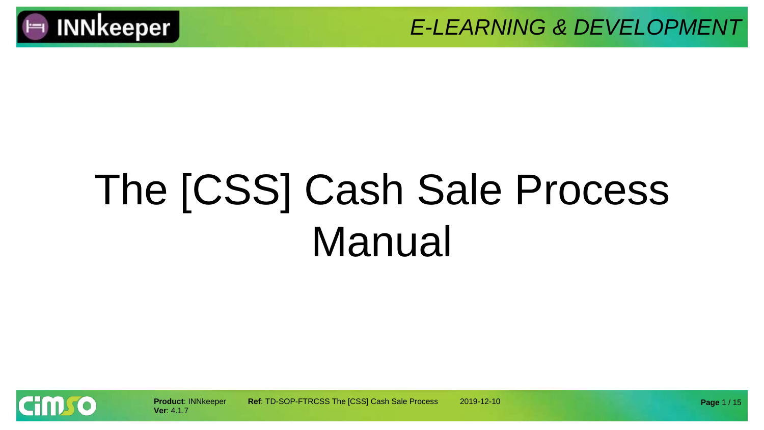# The [CSS] Cash Sale Process Manual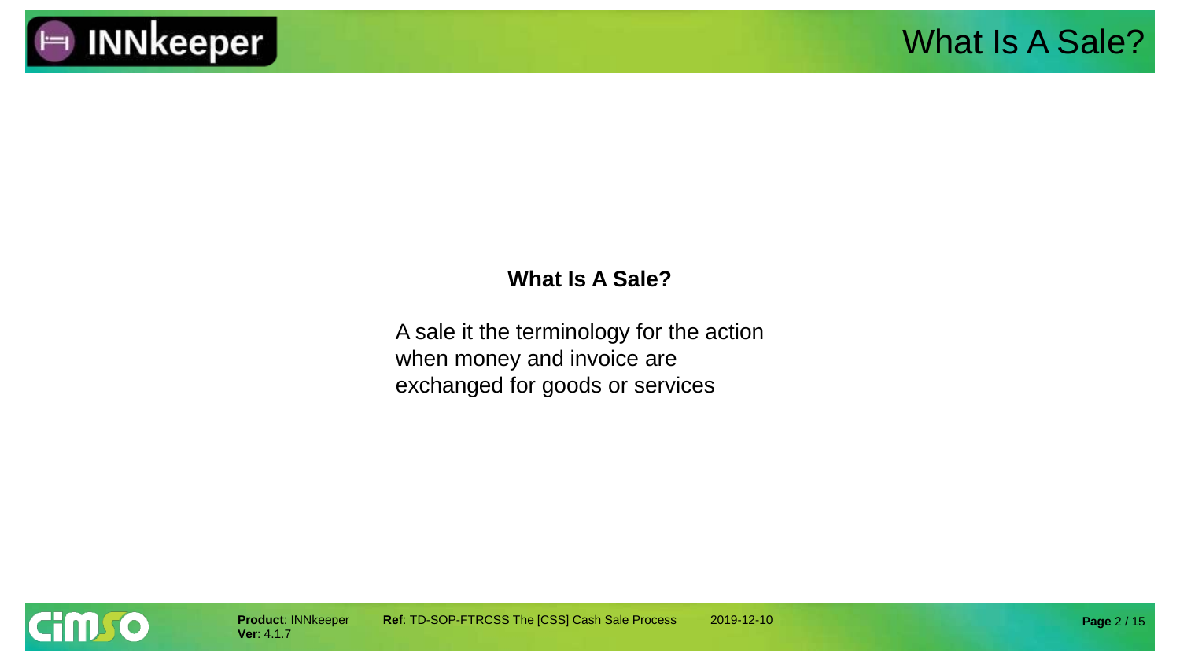## What Is A Sale?

A sale it the terminology for the action when money and invoice are exchanged for goods or services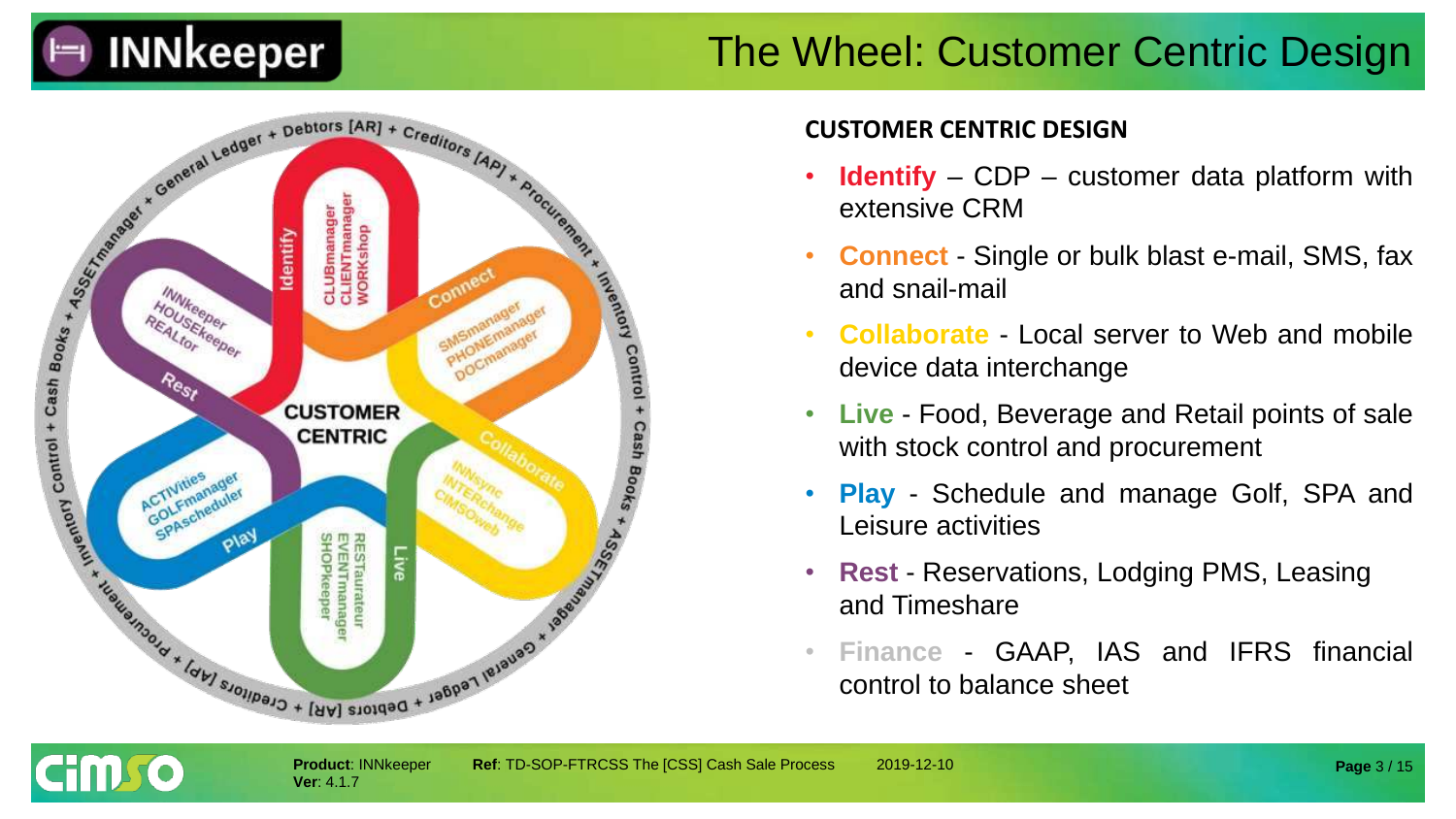# The Wheel: Customer Centric Design

## CUSTOMER CENTRIC DESIGN

- **Identify** – CDP – customer data platform with extensive CRM
- **Connect** - Single or bulk blast e-mail, SMS, fax and snail-mail
- **Collaborate** - Local server to Web and mobile device data interchange
- **Live** - Food, Beverage and Retail points of sale with stock control and procurement
- **Play** - Schedule and manage Golf, SPA and Leisure activities
- **Rest** - Reservations, Lodging PMS, Leasing and Timeshare
- **Finance** - GAAP, IAS and IFRS financial control to balance sheet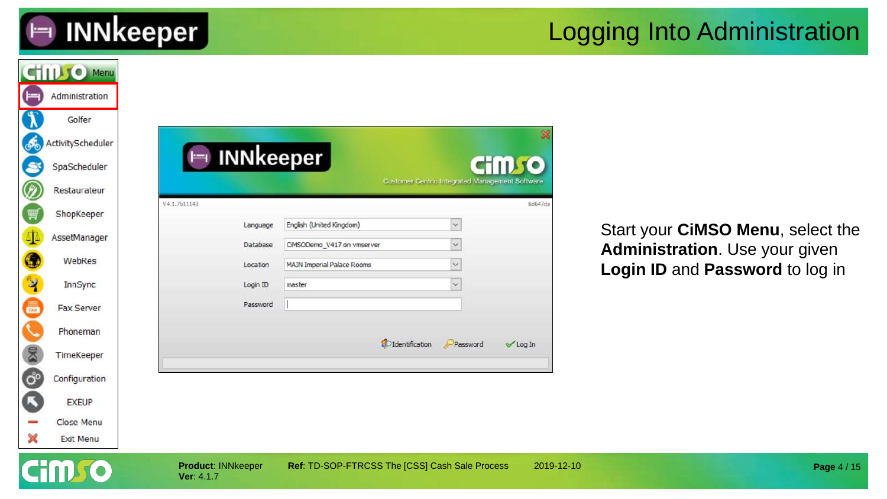# Logging Into Administration

Start your **CiMSO Menu**, select the **Administration**. Use your given **Login ID** and **Password** to log in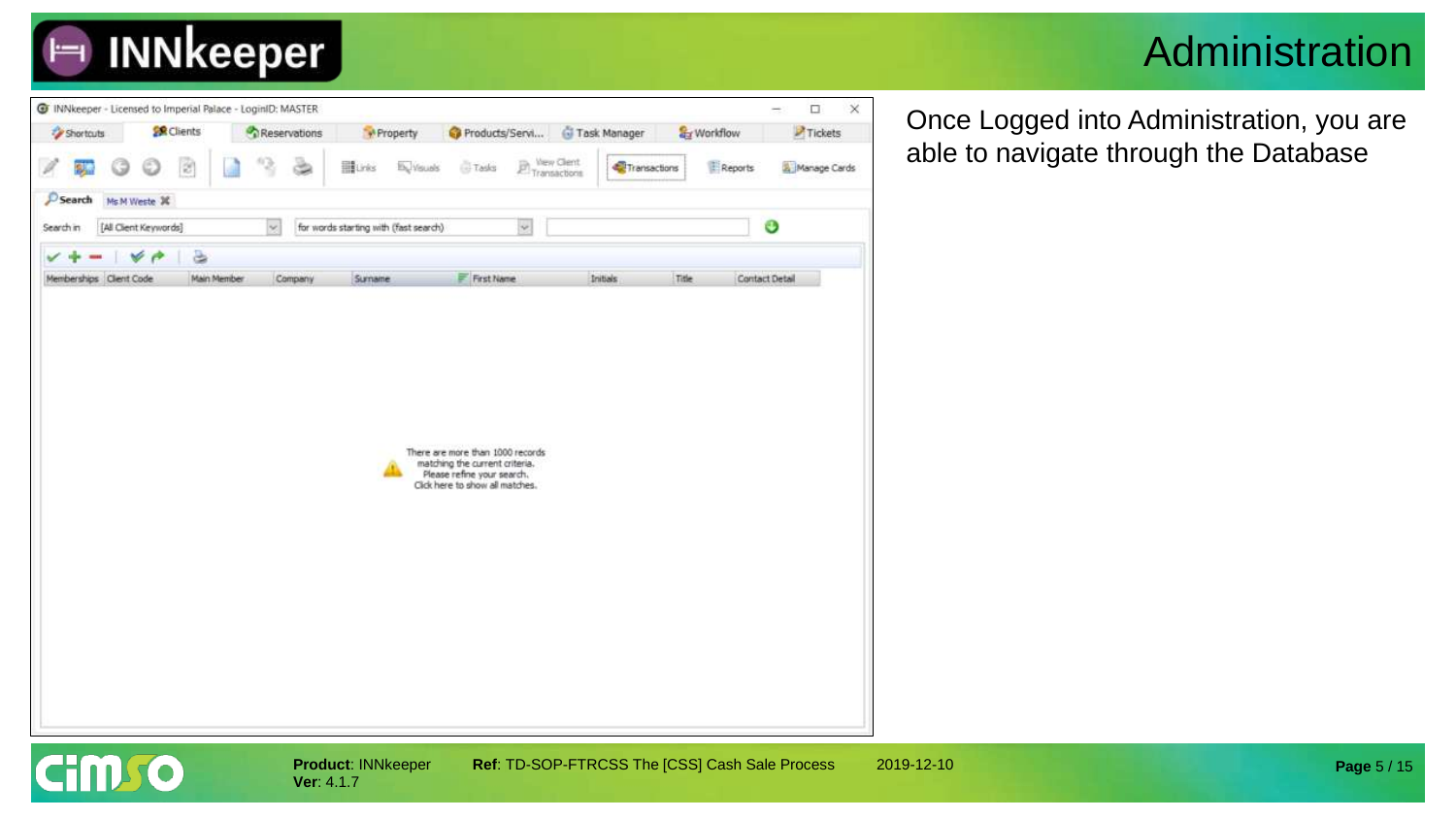# Administration

Once Logged into Administration, you are able to navigate through the Database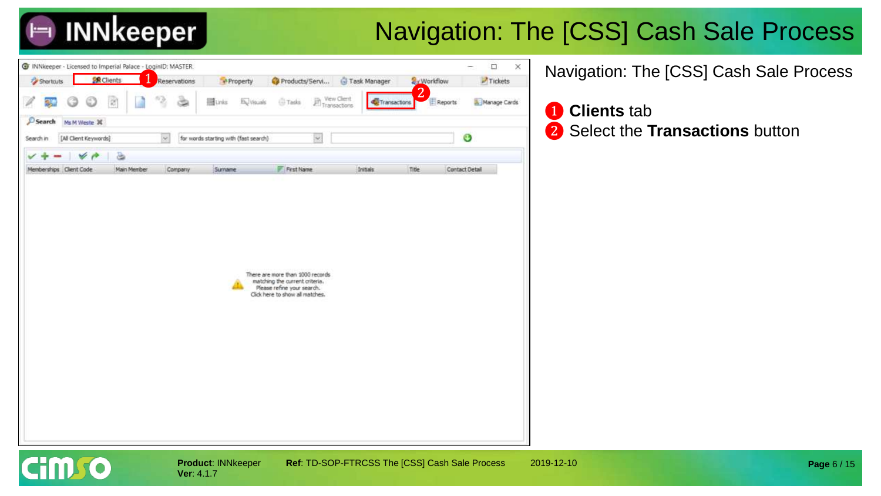# Navigation: The [CSS] Cash Sale Process

Navigation: The [CSS] Cash Sale Process

1. **Clients** tab
2. Select the **Transactions** button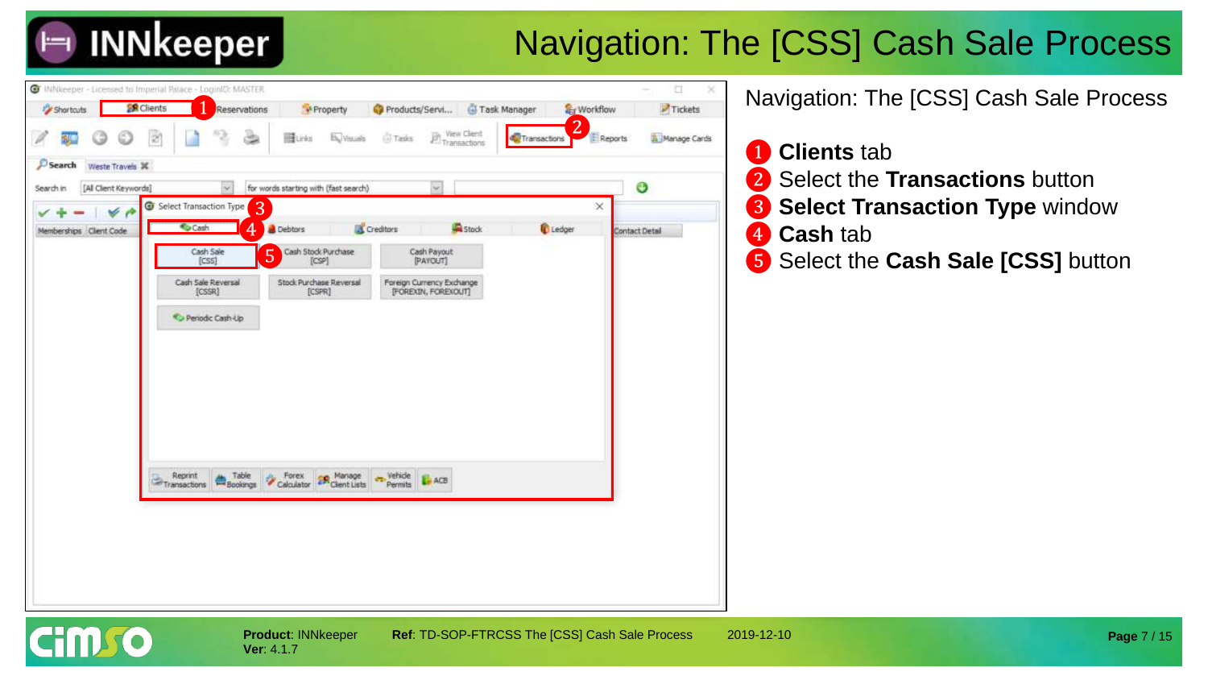# Navigation: The [CSS] Cash Sale Process

Navigation: The [CSS] Cash Sale Process

1. **Clients** tab
2. Select the **Transactions** button
3. **Select Transaction Type** window
4. **Cash** tab
5. Select the **Cash Sale [CSS]** button

**Product**: INNkeeper
**Ver**: 4.1.7

**Ref**: TD-SOP-FTRCSS The [CSS] Cash Sale Process

2019-12-10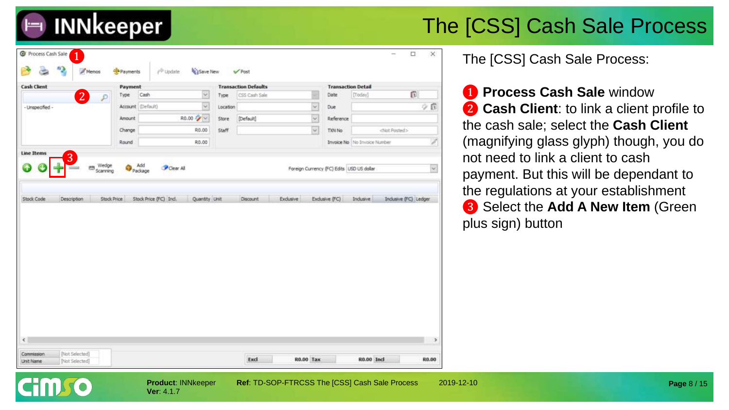# The [CSS] Cash Sale Process

The [CSS] Cash Sale Process:

1. **Process Cash Sale** window
2. **Cash Client**: to link a client profile to the cash sale; select the **Cash Client** (magnifying glass glyph) though, you do not need to link a client to cash payment. But this will be dependant to the regulations at your establishment
3. Select the **Add A New Item** (Green plus sign) button

**Product**: INNkeeper
**Ver**: 4.1.7

**Ref**: TD-SOP-FTRCSS The [CSS] Cash Sale Process

2019-12-10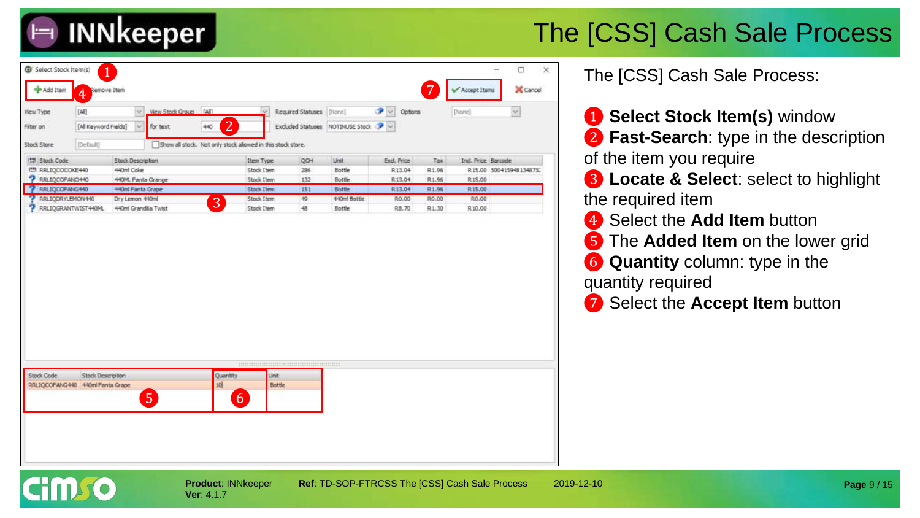# The [CSS] Cash Sale Process

The [CSS] Cash Sale Process:

1. **Select Stock Item(s)** window
2. **Fast-Search**: type in the description of the item you require
3. **Locate & Select**: select to highlight the required item
4. Select the **Add Item** button
5. The **Added Item** on the lower grid
6. **Quantity** column: type in the quantity required
7. Select the **Accept Item** button

**Product**: INNkeeper
**Ver**: 4.1.7

**Ref**: TD-SOP-FTRCSS The [CSS] Cash Sale Process

2019-12-10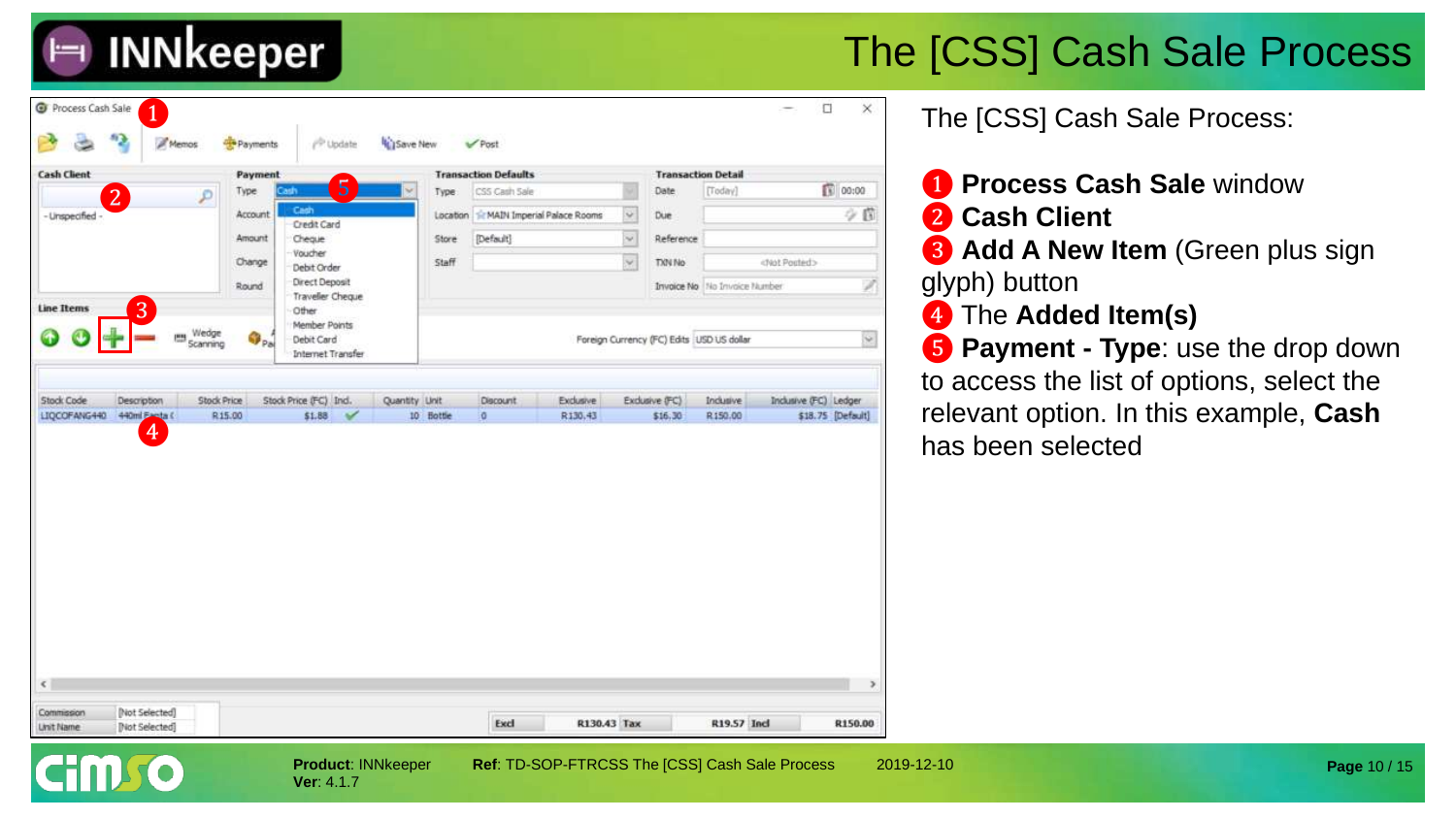# The [CSS] Cash Sale Process

The [CSS] Cash Sale Process:

1. **Process Cash Sale** window
2. **Cash Client**
3. **Add A New Item** (Green plus sign glyph) button
4. The **Added Item(s)**
5. **Payment - Type**: use the drop down to access the list of options, select the relevant option. In this example, **Cash** has been selected

**Product**: INNkeeper
**Ver**: 4.1.7

**Ref**: TD-SOP-FTRCSS The [CSS] Cash Sale Process

2019-12-10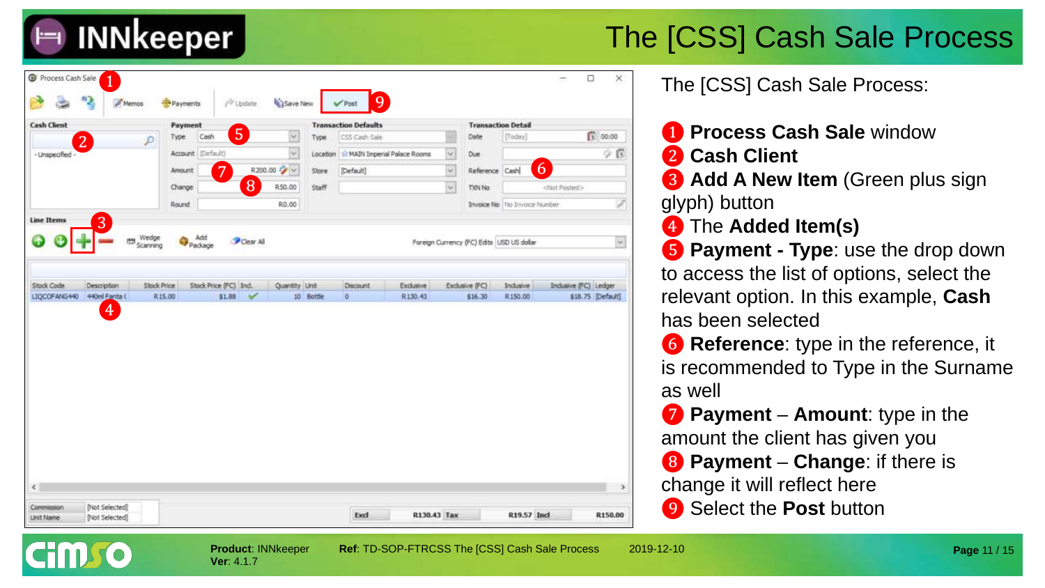# The [CSS] Cash Sale Process

The [CSS] Cash Sale Process:

❶ **Process Cash Sale** window
❷ **Cash Client**
❸ **Add A New Item** (Green plus sign glyph) button
❹ The **Added Item(s)**
❺ **Payment - Type**: use the drop down to access the list of options, select the relevant option. In this example, **Cash** has been selected
❻ **Reference**: type in the reference, it is recommended to Type in the Surname as well
❼ **Payment** – **Amount**: type in the amount the client has given you
❽ **Payment** – **Change**: if there is change it will reflect here
❾ Select the **Post** button

**Product**: INNkeeper **Ver**: 4.1.7 **Ref**: TD-SOP-FTRCSS The [CSS] Cash Sale Process 2019-12-10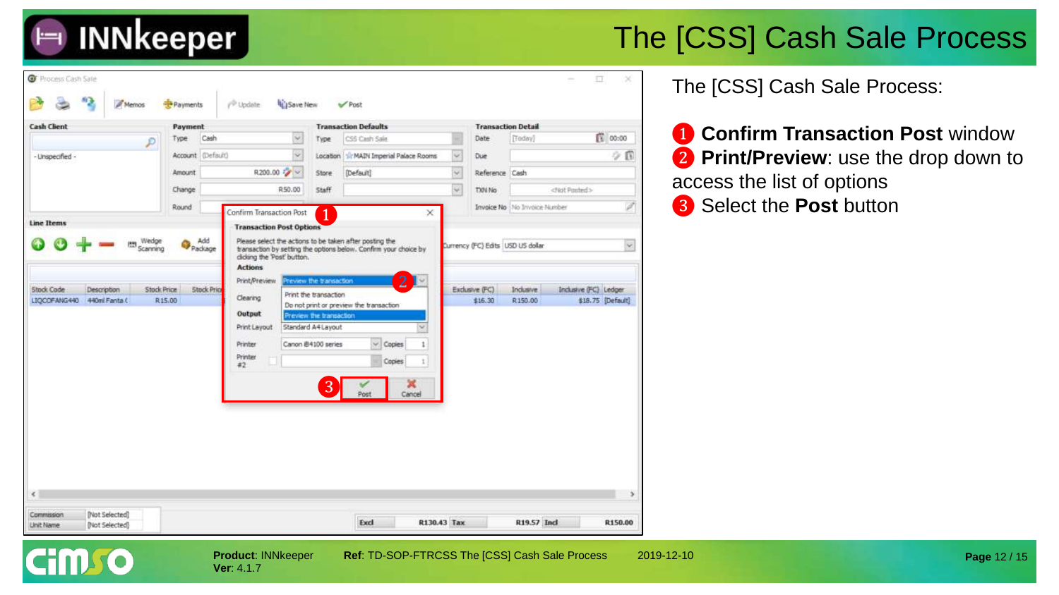# The [CSS] Cash Sale Process

The [CSS] Cash Sale Process:

1. **Confirm Transaction Post** window
2. **Print/Preview**: use the drop down to access the list of options
3. Select the **Post** button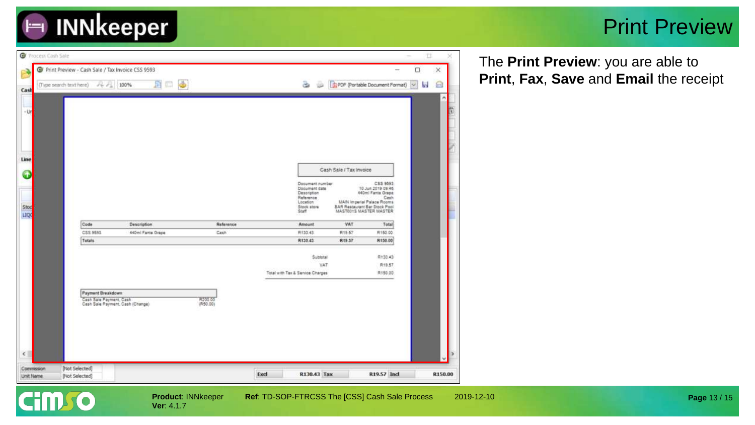# Print Preview

The **Print Preview**: you are able to **Print**, **Fax**, **Save** and **Email** the receipt

Process Cash Sale

Print Preview - Cash Sale / Tax Invoice CSS 9593

Cash Sale / Tax Invoice

| | |
|---|---|
| Document number | CSS 9593 |
| Document date | 10 Jun 2019 09:46 |
| Description | 440ml Fanta Grape |
| Reference | Cash |
| Location | MAIN Imperial Palace Rooms |
| Stock store | BAR Restaurant Bar Stock Pool |
| Staff | MAST001S MASTER MASTER |

| Code | Description | Reference | Amount | VAT | Total |
|---|---|---|---|---|---|
| CSS 9593 | 440ml Fanta Grape | Cash | R130.43 | R19.57 | R150.00 |
| Totals | | | R130.43 | R19.57 | R150.00 |

| | |
|---|---|
| Subtotal | R130.43 |
| VAT | R19.57 |
| Total with Tax & Service Charges | R150.00 |

| Payment Breakdown | |
|---|---|
| Cash Sale Payment, Cash | R200.00 |
| Cash Sale Payment, Cash (Change) | (R50.00) |

| | | | | | | |
|---|---|---|---|---|---|---|
| Commission | [Not Selected] | Excl | R130.43 | Tax | R19.57 | Incl R150.00 |
| Unit Name | [Not Selected] | | | | | |

**Product**: INNkeeper
**Ver**: 4.1.7

**Ref**: TD-SOP-FTRCSS The [CSS] Cash Sale Process

2019-12-10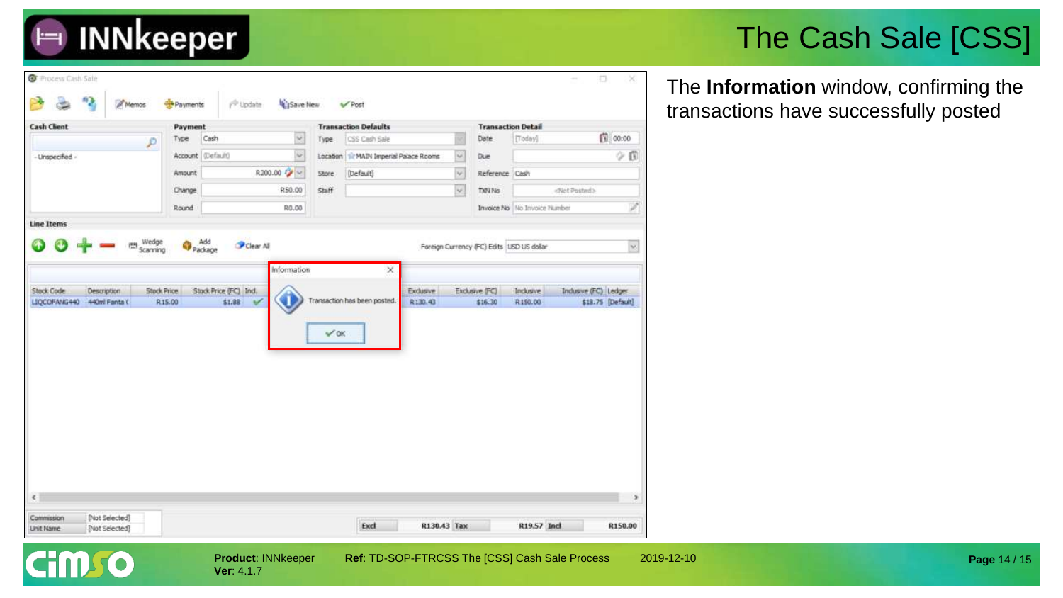# The Cash Sale [CSS]

The **Information** window, confirming the transactions have successfully posted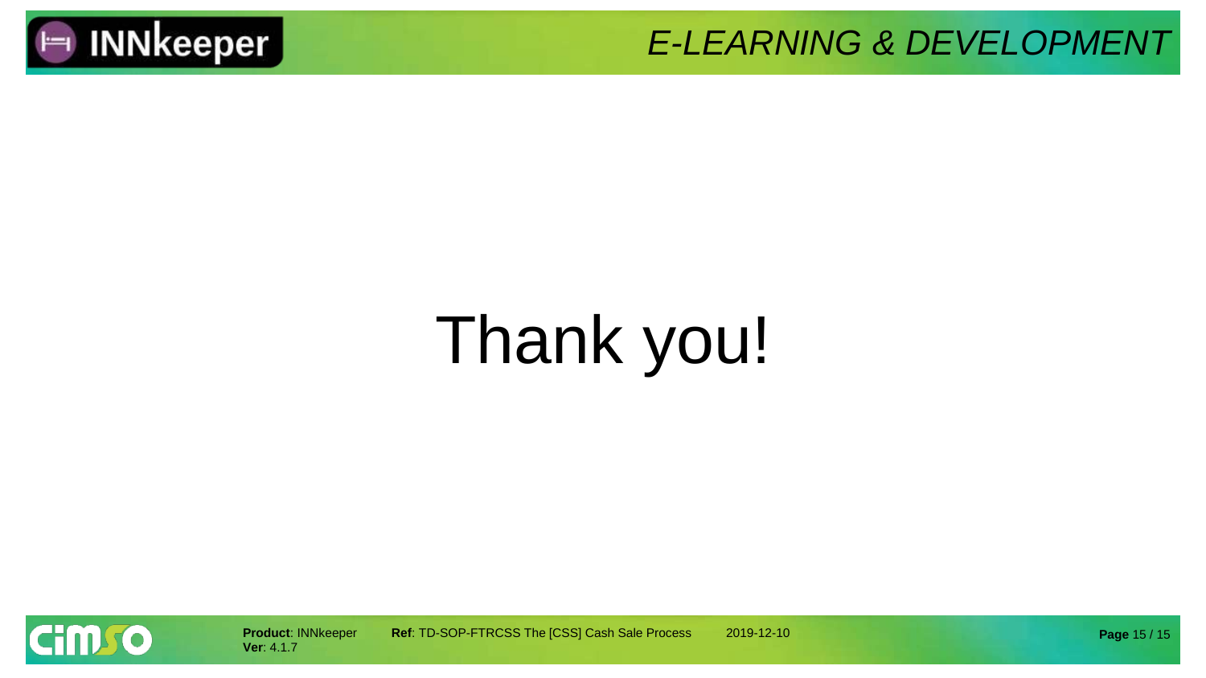# Thank you!